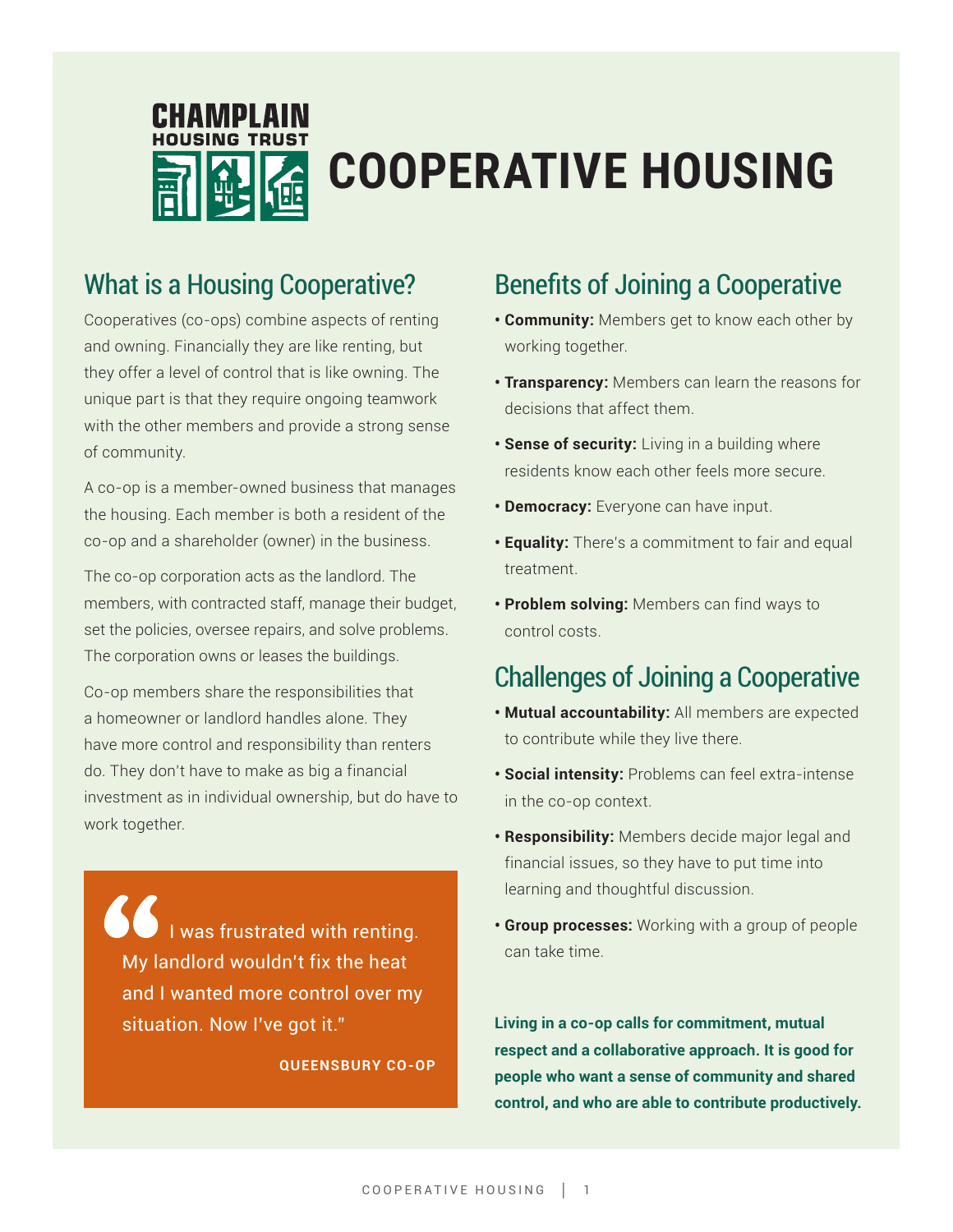CHAMPLAIN HOUSING TRUST

# COOPERATIVE HOUSING

## What is a Housing Cooperative?

Cooperatives (co-ops) combine aspects of renting and owning. Financially they are like renting, but they offer a level of control that is like owning. The unique part is that they require ongoing teamwork with the other members and provide a strong sense of community.

A co-op is a member-owned business that manages the housing. Each member is both a resident of the co-op and a shareholder (owner) in the business.

The co-op corporation acts as the landlord. The members, with contracted staff, manage their budget, set the policies, oversee repairs, and solve problems. The corporation owns or leases the buildings.

Co-op members share the responsibilities that a homeowner or landlord handles alone. They have more control and responsibility than renters do. They don't have to make as big a financial investment as in individual ownership, but do have to work together.

> "I was frustrated with renting. My landlord wouldn't fix the heat and I wanted more control over my situation. Now I've got it."
>
> **QUEENSBURY CO-OP**

## Benefits of Joining a Cooperative

- **Community:** Members get to know each other by working together.
- **Transparency:** Members can learn the reasons for decisions that affect them.
- **Sense of security:** Living in a building where residents know each other feels more secure.
- **Democracy:** Everyone can have input.
- **Equality:** There's a commitment to fair and equal treatment.
- **Problem solving:** Members can find ways to control costs.

## Challenges of Joining a Cooperative

- **Mutual accountability:** All members are expected to contribute while they live there.
- **Social intensity:** Problems can feel extra-intense in the co-op context.
- **Responsibility:** Members decide major legal and financial issues, so they have to put time into learning and thoughtful discussion.
- **Group processes:** Working with a group of people can take time.

**Living in a co-op calls for commitment, mutual respect and a collaborative approach. It is good for people who want a sense of community and shared control, and who are able to contribute productively.**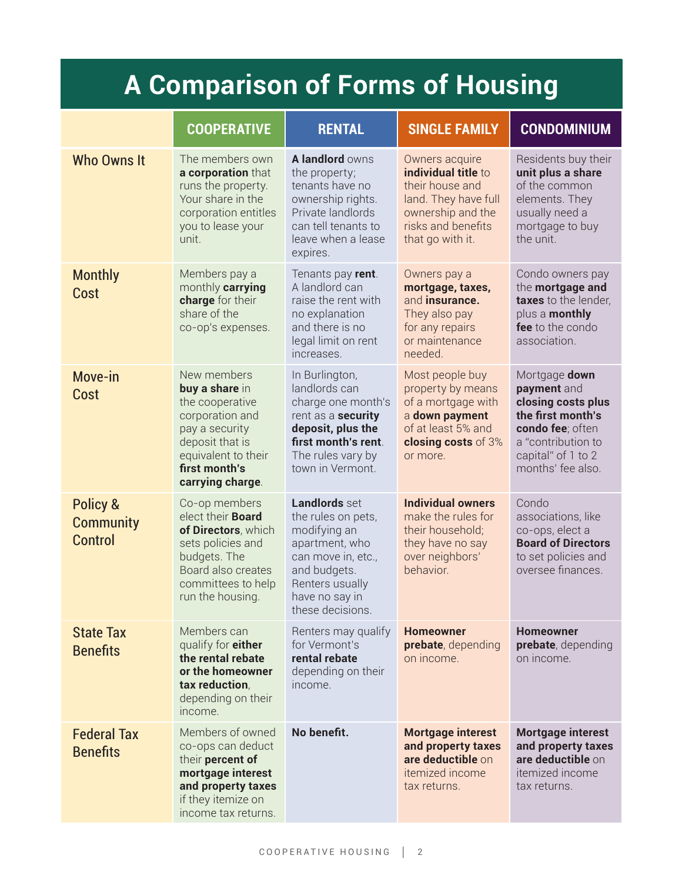# A Comparison of Forms of Housing

| | COOPERATIVE | RENTAL | SINGLE FAMILY | CONDOMINIUM |
|---|---|---|---|---|
| **Who Owns It** | The members own **a corporation** that runs the property. Your share in the corporation entitles you to lease your unit. | **A landlord** owns the property; tenants have no ownership rights. Private landlords can tell tenants to leave when a lease expires. | Owners acquire **individual title** to their house and land. They have full ownership and the risks and benefits that go with it. | Residents buy their **unit plus a share** of the common elements. They usually need a mortgage to buy the unit. |
| **Monthly Cost** | Members pay a monthly **carrying charge** for their share of the co-op's expenses. | Tenants pay **rent**. A landlord can raise the rent with no explanation and there is no legal limit on rent increases. | Owners pay a **mortgage, taxes,** and **insurance.** They also pay for any repairs or maintenance needed. | Condo owners pay the **mortgage and taxes** to the lender, plus a **monthly fee** to the condo association. |
| **Move-in Cost** | New members **buy a share** in the cooperative corporation and pay a security deposit that is equivalent to their **first month's carrying charge**. | In Burlington, landlords can charge one month's rent as a **security deposit, plus the first month's rent**. The rules vary by town in Vermont. | Most people buy property by means of a mortgage with a **down payment** of at least 5% and **closing costs** of 3% or more. | Mortgage **down payment** and **closing costs plus the first month's condo fee**; often a "contribution to capital" of 1 to 2 months' fee also. |
| **Policy & Community Control** | Co-op members elect their **Board of Directors**, which sets policies and budgets. The Board also creates committees to help run the housing. | **Landlords** set the rules on pets, modifying an apartment, who can move in, etc., and budgets. Renters usually have no say in these decisions. | **Individual owners** make the rules for their household; they have no say over neighbors' behavior. | Condo associations, like co-ops, elect a **Board of Directors** to set policies and oversee finances. |
| **State Tax Benefits** | Members can qualify for **either the rental rebate or the homeowner tax reduction**, depending on their income. | Renters may qualify for Vermont's **rental rebate** depending on their income. | **Homeowner prebate**, depending on income. | **Homeowner prebate**, depending on income. |
| **Federal Tax Benefits** | Members of owned co-ops can deduct their **percent of mortgage interest and property taxes** if they itemize on income tax returns. | **No benefit.** | **Mortgage interest and property taxes are deductible** on itemized income tax returns. | **Mortgage interest and property taxes are deductible** on itemized income tax returns. |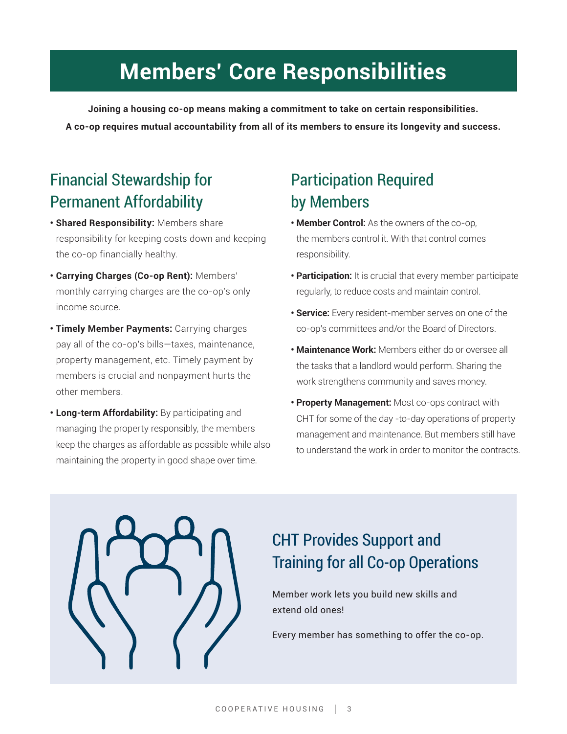# Members' Core Responsibilities

**Joining a housing co-op means making a commitment to take on certain responsibilities.**
**A co-op requires mutual accountability from all of its members to ensure its longevity and success.**

## Financial Stewardship for Permanent Affordability

- **Shared Responsibility:** Members share responsibility for keeping costs down and keeping the co-op financially healthy.
- **Carrying Charges (Co-op Rent):** Members' monthly carrying charges are the co-op's only income source.
- **Timely Member Payments:** Carrying charges pay all of the co-op's bills—taxes, maintenance, property management, etc. Timely payment by members is crucial and nonpayment hurts the other members.
- **Long-term Affordability:** By participating and managing the property responsibly, the members keep the charges as affordable as possible while also maintaining the property in good shape over time.

## Participation Required by Members

- **Member Control:** As the owners of the co-op, the members control it. With that control comes responsibility.
- **Participation:** It is crucial that every member participate regularly, to reduce costs and maintain control.
- **Service:** Every resident-member serves on one of the co-op's committees and/or the Board of Directors.
- **Maintenance Work:** Members either do or oversee all the tasks that a landlord would perform. Sharing the work strengthens community and saves money.
- **Property Management:** Most co-ops contract with CHT for some of the day -to-day operations of property management and maintenance. But members still have to understand the work in order to monitor the contracts.

## CHT Provides Support and Training for all Co-op Operations

Member work lets you build new skills and extend old ones!

Every member has something to offer the co-op.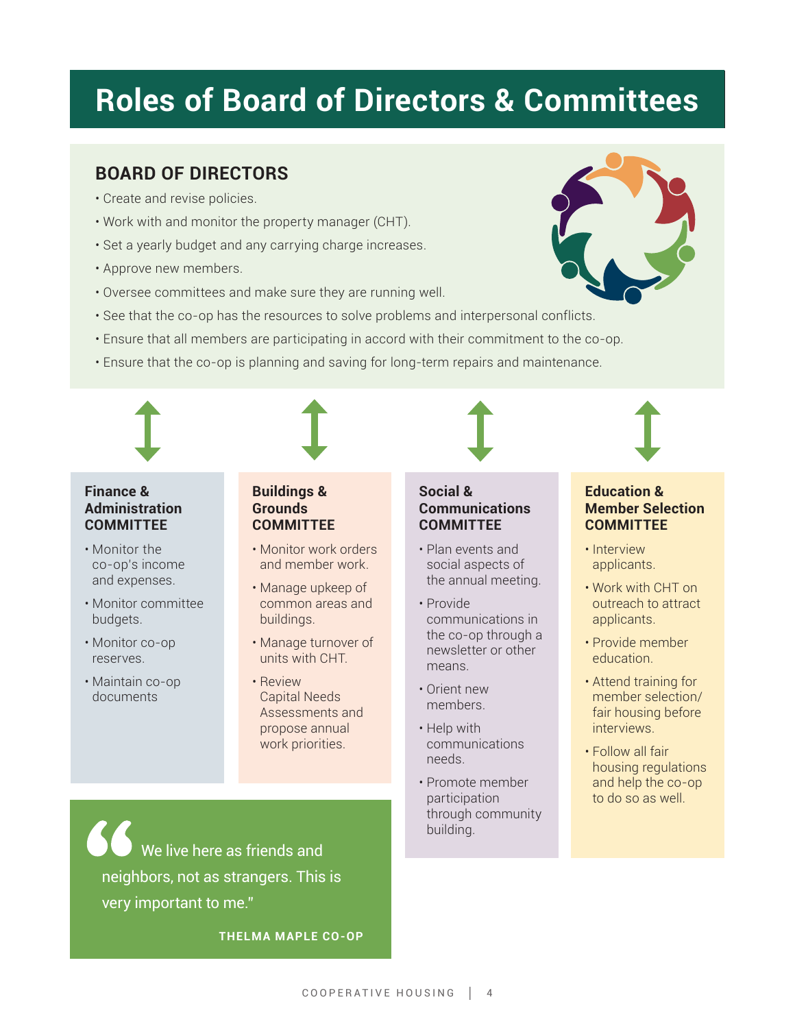# Roles of Board of Directors & Committees

## BOARD OF DIRECTORS

- Create and revise policies.
- Work with and monitor the property manager (CHT).
- Set a yearly budget and any carrying charge increases.
- Approve new members.
- Oversee committees and make sure they are running well.
- See that the co-op has the resources to solve problems and interpersonal conflicts.
- Ensure that all members are participating in accord with their commitment to the co-op.
- Ensure that the co-op is planning and saving for long-term repairs and maintenance.

### Finance & Administration COMMITTEE

- Monitor the co-op's income and expenses.
- Monitor committee budgets.
- Monitor co-op reserves.
- Maintain co-op documents

### Buildings & Grounds COMMITTEE

- Monitor work orders and member work.
- Manage upkeep of common areas and buildings.
- Manage turnover of units with CHT.
- Review Capital Needs Assessments and propose annual work priorities.

### Social & Communications COMMITTEE

- Plan events and social aspects of the annual meeting.
- Provide communications in the co-op through a newsletter or other means.
- Orient new members.
- Help with communications needs.
- Promote member participation through community building.

### Education & Member Selection COMMITTEE

- Interview applicants.
- Work with CHT on outreach to attract applicants.
- Provide member education.
- Attend training for member selection/ fair housing before interviews.
- Follow all fair housing regulations and help the co-op to do so as well.

> "We live here as friends and neighbors, not as strangers. This is very important to me."
>
> **THELMA MAPLE CO-OP**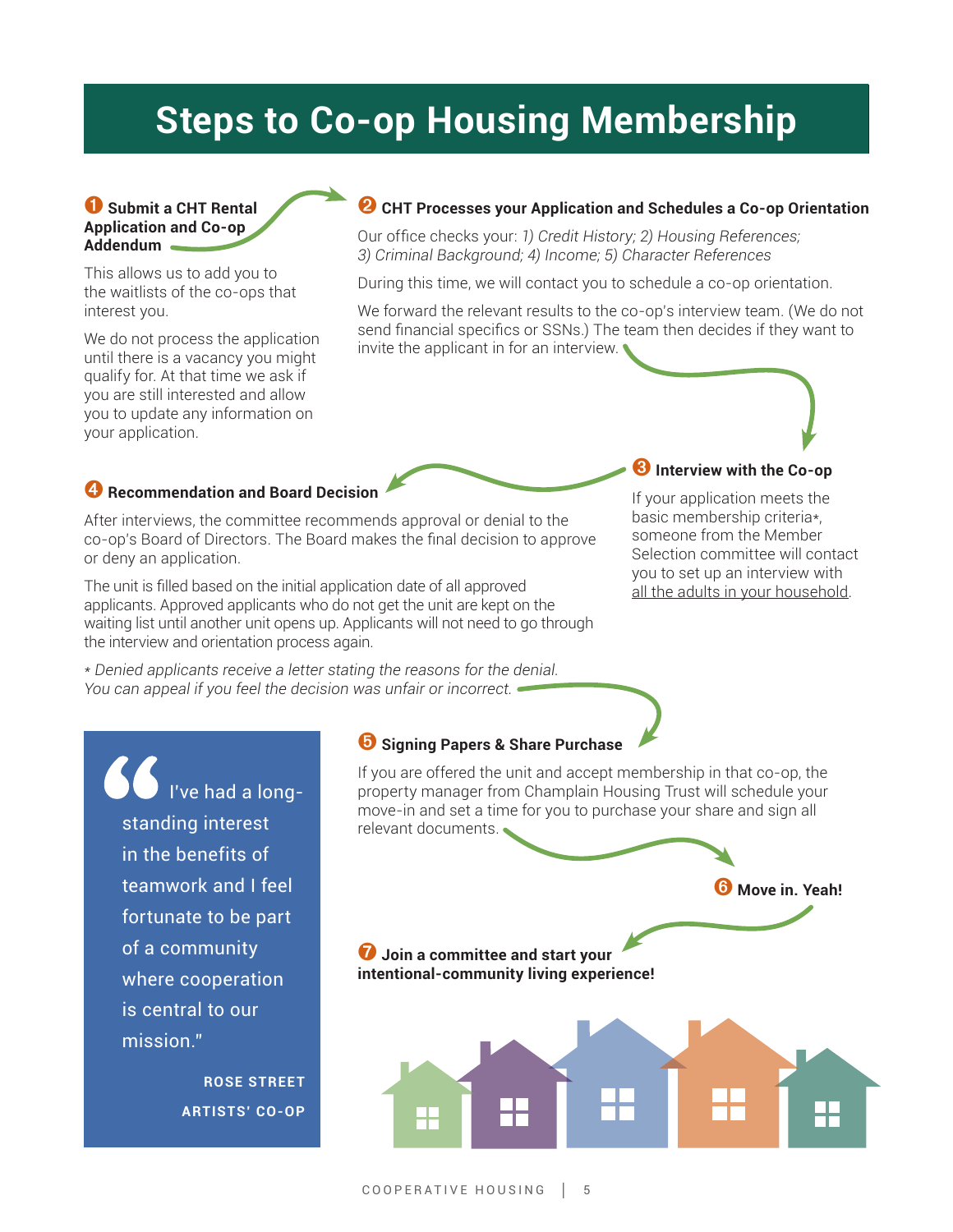# Steps to Co-op Housing Membership

### ❶ Submit a CHT Rental Application and Co-op Addendum

This allows us to add you to the waitlists of the co-ops that interest you.

We do not process the application until there is a vacancy you might qualify for. At that time we ask if you are still interested and allow you to update any information on your application.

### ❷ CHT Processes your Application and Schedules a Co-op Orientation

Our office checks your: *1) Credit History; 2) Housing References; 3) Criminal Background; 4) Income; 5) Character References*

During this time, we will contact you to schedule a co-op orientation.

We forward the relevant results to the co-op's interview team. (We do not send financial specifics or SSNs.) The team then decides if they want to invite the applicant in for an interview.

### ❸ Interview with the Co-op

If your application meets the basic membership criteria*, someone from the Member Selection committee will contact you to set up an interview with all the adults in your household.

### ❹ Recommendation and Board Decision

After interviews, the committee recommends approval or denial to the co-op's Board of Directors. The Board makes the final decision to approve or deny an application.

The unit is filled based on the initial application date of all approved applicants. Approved applicants who do not get the unit are kept on the waiting list until another unit opens up. Applicants will not need to go through the interview and orientation process again.

* *Denied applicants receive a letter stating the reasons for the denial. You can appeal if you feel the decision was unfair or incorrect.*

### ❺ Signing Papers & Share Purchase

If you are offered the unit and accept membership in that co-op, the property manager from Champlain Housing Trust will schedule your move-in and set a time for you to purchase your share and sign all relevant documents.

### ❻ Move in. Yeah!

### ❼ Join a committee and start your intentional-community living experience!

> "I've had a long-standing interest in the benefits of teamwork and I feel fortunate to be part of a community where cooperation is central to our mission."
>
> **ROSE STREET ARTISTS' CO-OP**